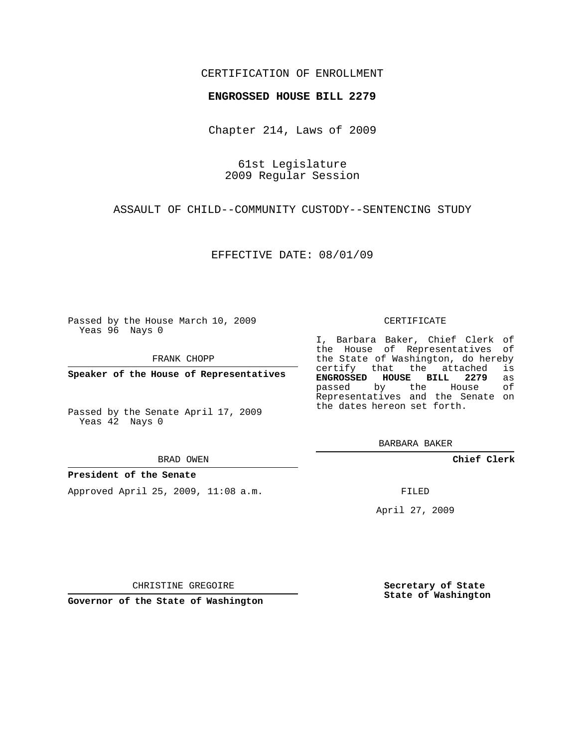CERTIFICATION OF ENROLLMENT

**ENGROSSED HOUSE BILL 2279**

Chapter 214, Laws of 2009

61st Legislature
2009 Regular Session

ASSAULT OF CHILD--COMMUNITY CUSTODY--SENTENCING STUDY

EFFECTIVE DATE: 08/01/09

Passed by the House March 10, 2009
Yeas 96 Nays 0

FRANK CHOPP

**Speaker of the House of Representatives**

Passed by the Senate April 17, 2009
Yeas 42 Nays 0

BRAD OWEN

**President of the Senate**

Approved April 25, 2009, 11:08 a.m.

CHRISTINE GREGOIRE

**Governor of the State of Washington**

CERTIFICATE

I, Barbara Baker, Chief Clerk of the House of Representatives of the State of Washington, do hereby certify that the attached is **ENGROSSED HOUSE BILL 2279** as passed by the House of Representatives and the Senate on the dates hereon set forth.

BARBARA BAKER

**Chief Clerk**

FILED

April 27, 2009

**Secretary of State**
**State of Washington**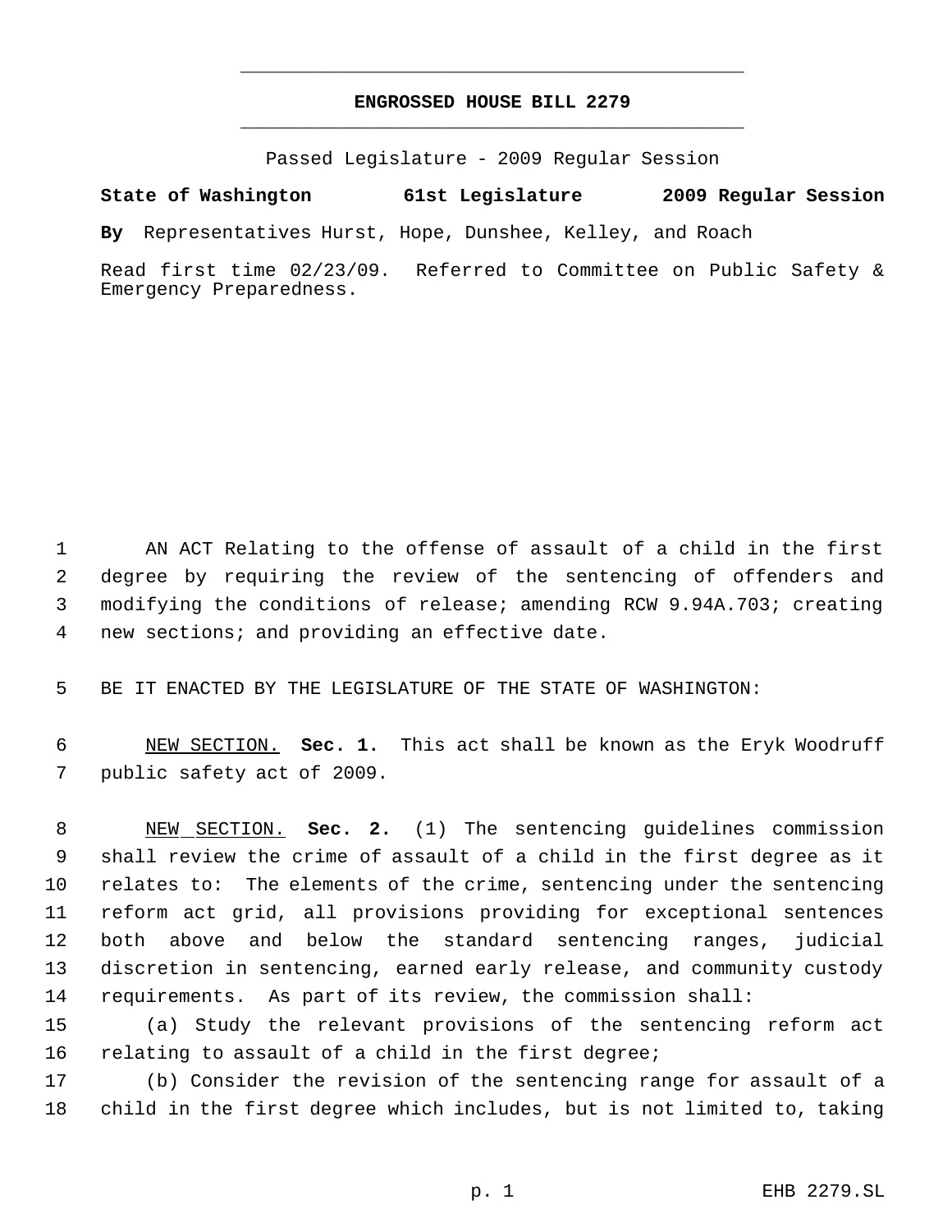# ENGROSSED HOUSE BILL 2279

Passed Legislature - 2009 Regular Session

**State of Washington 61st Legislature 2009 Regular Session**

**By** Representatives Hurst, Hope, Dunshee, Kelley, and Roach

Read first time 02/23/09. Referred to Committee on Public Safety & Emergency Preparedness.

1 AN ACT Relating to the offense of assault of a child in the first
2 degree by requiring the review of the sentencing of offenders and
3 modifying the conditions of release; amending RCW 9.94A.703; creating
4 new sections; and providing an effective date.

5 BE IT ENACTED BY THE LEGISLATURE OF THE STATE OF WASHINGTON:

6 NEW SECTION. **Sec. 1.** This act shall be known as the Eryk Woodruff
7 public safety act of 2009.

8 NEW SECTION. **Sec. 2.** (1) The sentencing guidelines commission
9 shall review the crime of assault of a child in the first degree as it
10 relates to: The elements of the crime, sentencing under the sentencing
11 reform act grid, all provisions providing for exceptional sentences
12 both above and below the standard sentencing ranges, judicial
13 discretion in sentencing, earned early release, and community custody
14 requirements. As part of its review, the commission shall:

15 (a) Study the relevant provisions of the sentencing reform act
16 relating to assault of a child in the first degree;

17 (b) Consider the revision of the sentencing range for assault of a
18 child in the first degree which includes, but is not limited to, taking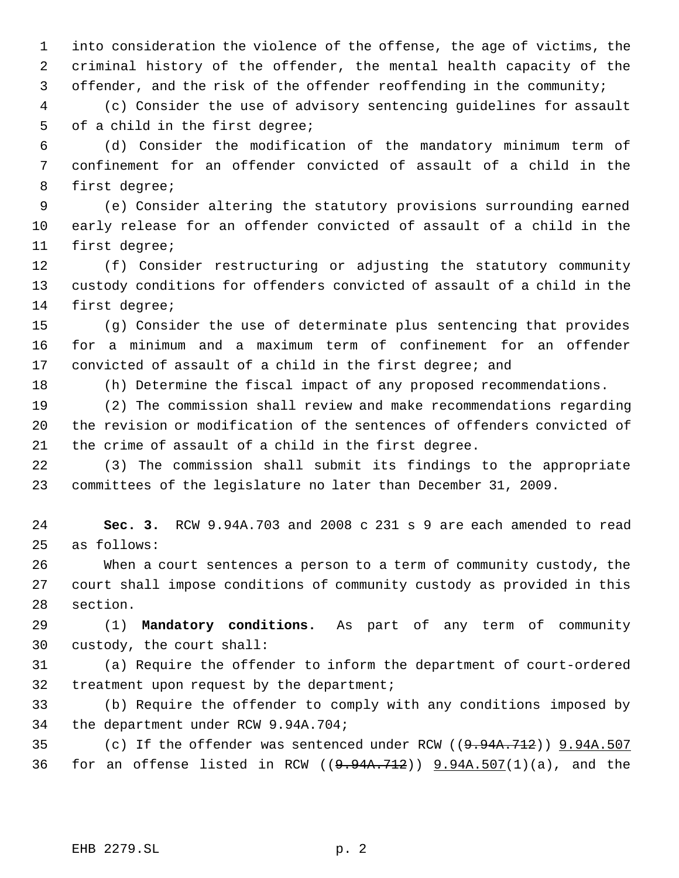into consideration the violence of the offense, the age of victims, the criminal history of the offender, the mental health capacity of the offender, and the risk of the offender reoffending in the community;

(c) Consider the use of advisory sentencing guidelines for assault of a child in the first degree;

(d) Consider the modification of the mandatory minimum term of confinement for an offender convicted of assault of a child in the first degree;

(e) Consider altering the statutory provisions surrounding earned early release for an offender convicted of assault of a child in the first degree;

(f) Consider restructuring or adjusting the statutory community custody conditions for offenders convicted of assault of a child in the first degree;

(g) Consider the use of determinate plus sentencing that provides for a minimum and a maximum term of confinement for an offender convicted of assault of a child in the first degree; and

(h) Determine the fiscal impact of any proposed recommendations.

(2) The commission shall review and make recommendations regarding the revision or modification of the sentences of offenders convicted of the crime of assault of a child in the first degree.

(3) The commission shall submit its findings to the appropriate committees of the legislature no later than December 31, 2009.

**Sec. 3.** RCW 9.94A.703 and 2008 c 231 s 9 are each amended to read as follows:

When a court sentences a person to a term of community custody, the court shall impose conditions of community custody as provided in this section.

(1) **Mandatory conditions.** As part of any term of community custody, the court shall:

(a) Require the offender to inform the department of court-ordered treatment upon request by the department;

(b) Require the offender to comply with any conditions imposed by the department under RCW 9.94A.704;

(c) If the offender was sentenced under RCW ((~~9.94A.712~~)) <u>9.94A.507</u> for an offense listed in RCW ((~~9.94A.712~~)) <u>9.94A.507</u>(1)(a), and the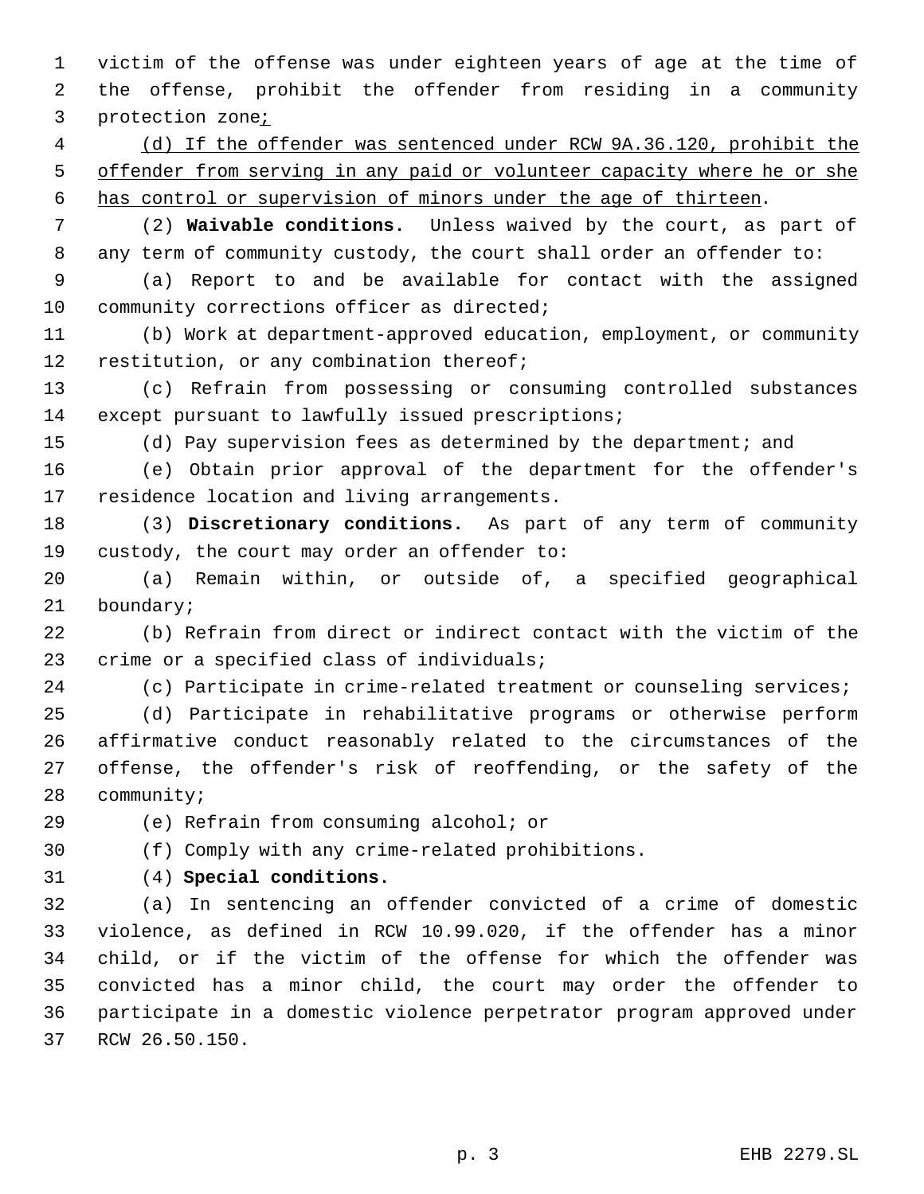victim of the offense was under eighteen years of age at the time of the offense, prohibit the offender from residing in a community protection zone<u>;</u>

<u>(d) If the offender was sentenced under RCW 9A.36.120, prohibit the offender from serving in any paid or volunteer capacity where he or she has control or supervision of minors under the age of thirteen</u>.

(2) **Waivable conditions.** Unless waived by the court, as part of any term of community custody, the court shall order an offender to:

(a) Report to and be available for contact with the assigned community corrections officer as directed;

(b) Work at department-approved education, employment, or community restitution, or any combination thereof;

(c) Refrain from possessing or consuming controlled substances except pursuant to lawfully issued prescriptions;

(d) Pay supervision fees as determined by the department; and

(e) Obtain prior approval of the department for the offender's residence location and living arrangements.

(3) **Discretionary conditions.** As part of any term of community custody, the court may order an offender to:

(a) Remain within, or outside of, a specified geographical boundary;

(b) Refrain from direct or indirect contact with the victim of the crime or a specified class of individuals;

(c) Participate in crime-related treatment or counseling services;

(d) Participate in rehabilitative programs or otherwise perform affirmative conduct reasonably related to the circumstances of the offense, the offender's risk of reoffending, or the safety of the community;

(e) Refrain from consuming alcohol; or

(f) Comply with any crime-related prohibitions.

(4) **Special conditions.**

(a) In sentencing an offender convicted of a crime of domestic violence, as defined in RCW 10.99.020, if the offender has a minor child, or if the victim of the offense for which the offender was convicted has a minor child, the court may order the offender to participate in a domestic violence perpetrator program approved under RCW 26.50.150.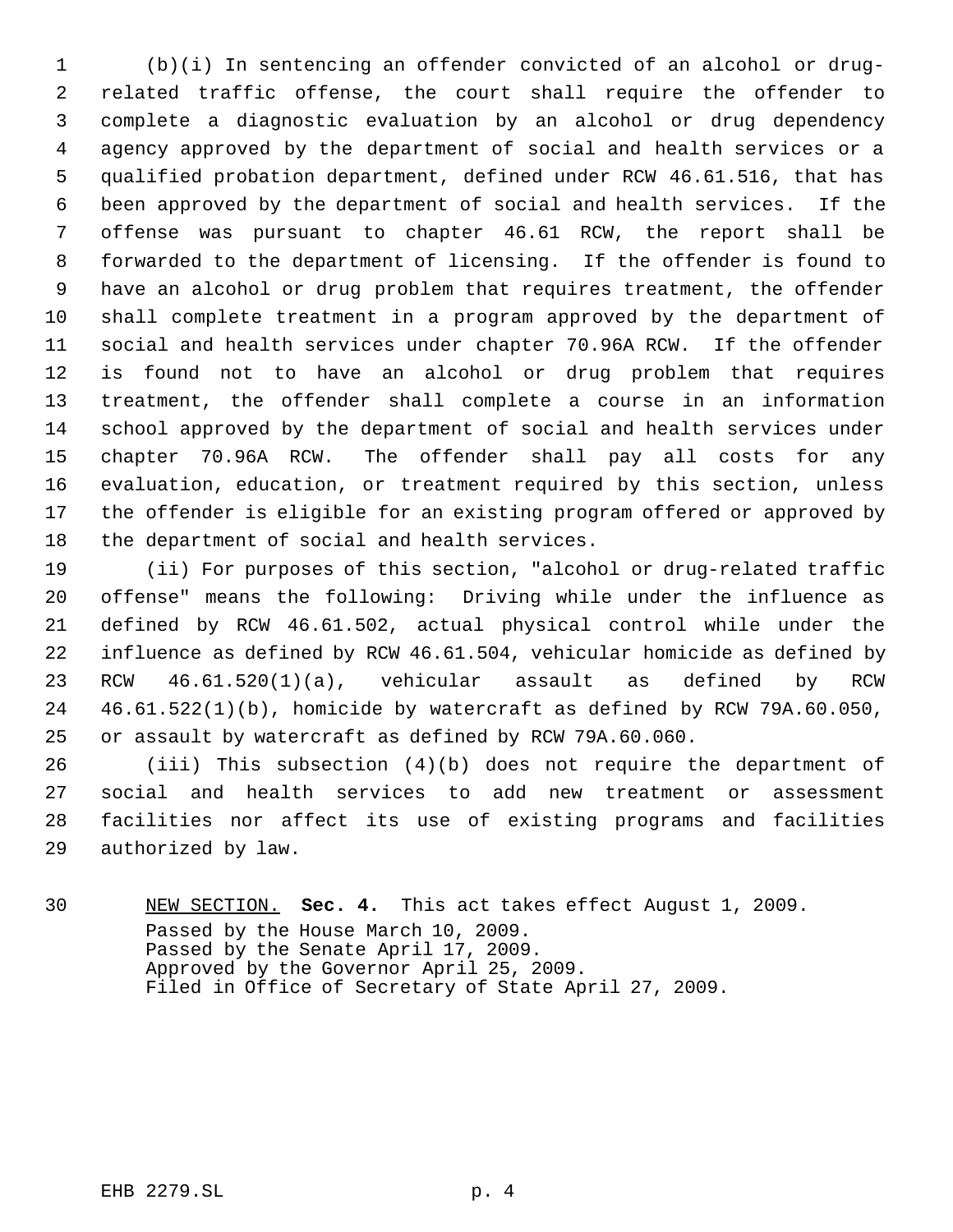(b)(i) In sentencing an offender convicted of an alcohol or drug-related traffic offense, the court shall require the offender to complete a diagnostic evaluation by an alcohol or drug dependency agency approved by the department of social and health services or a qualified probation department, defined under RCW 46.61.516, that has been approved by the department of social and health services. If the offense was pursuant to chapter 46.61 RCW, the report shall be forwarded to the department of licensing. If the offender is found to have an alcohol or drug problem that requires treatment, the offender shall complete treatment in a program approved by the department of social and health services under chapter 70.96A RCW. If the offender is found not to have an alcohol or drug problem that requires treatment, the offender shall complete a course in an information school approved by the department of social and health services under chapter 70.96A RCW. The offender shall pay all costs for any evaluation, education, or treatment required by this section, unless the offender is eligible for an existing program offered or approved by the department of social and health services.

(ii) For purposes of this section, "alcohol or drug-related traffic offense" means the following: Driving while under the influence as defined by RCW 46.61.502, actual physical control while under the influence as defined by RCW 46.61.504, vehicular homicide as defined by RCW 46.61.520(1)(a), vehicular assault as defined by RCW 46.61.522(1)(b), homicide by watercraft as defined by RCW 79A.60.050, or assault by watercraft as defined by RCW 79A.60.060.

(iii) This subsection (4)(b) does not require the department of social and health services to add new treatment or assessment facilities nor affect its use of existing programs and facilities authorized by law.

NEW SECTION. **Sec. 4.** This act takes effect August 1, 2009.

Passed by the House March 10, 2009.
Passed by the Senate April 17, 2009.
Approved by the Governor April 25, 2009.
Filed in Office of Secretary of State April 27, 2009.